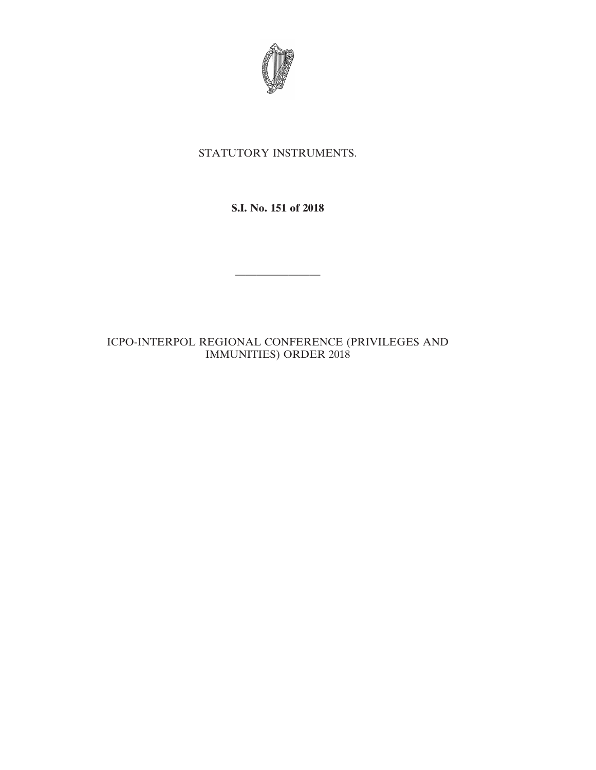STATUTORY INSTRUMENTS.

**S.I. No. 151 of 2018**

---

ICPO-INTERPOL REGIONAL CONFERENCE (PRIVILEGES AND IMMUNITIES) ORDER 2018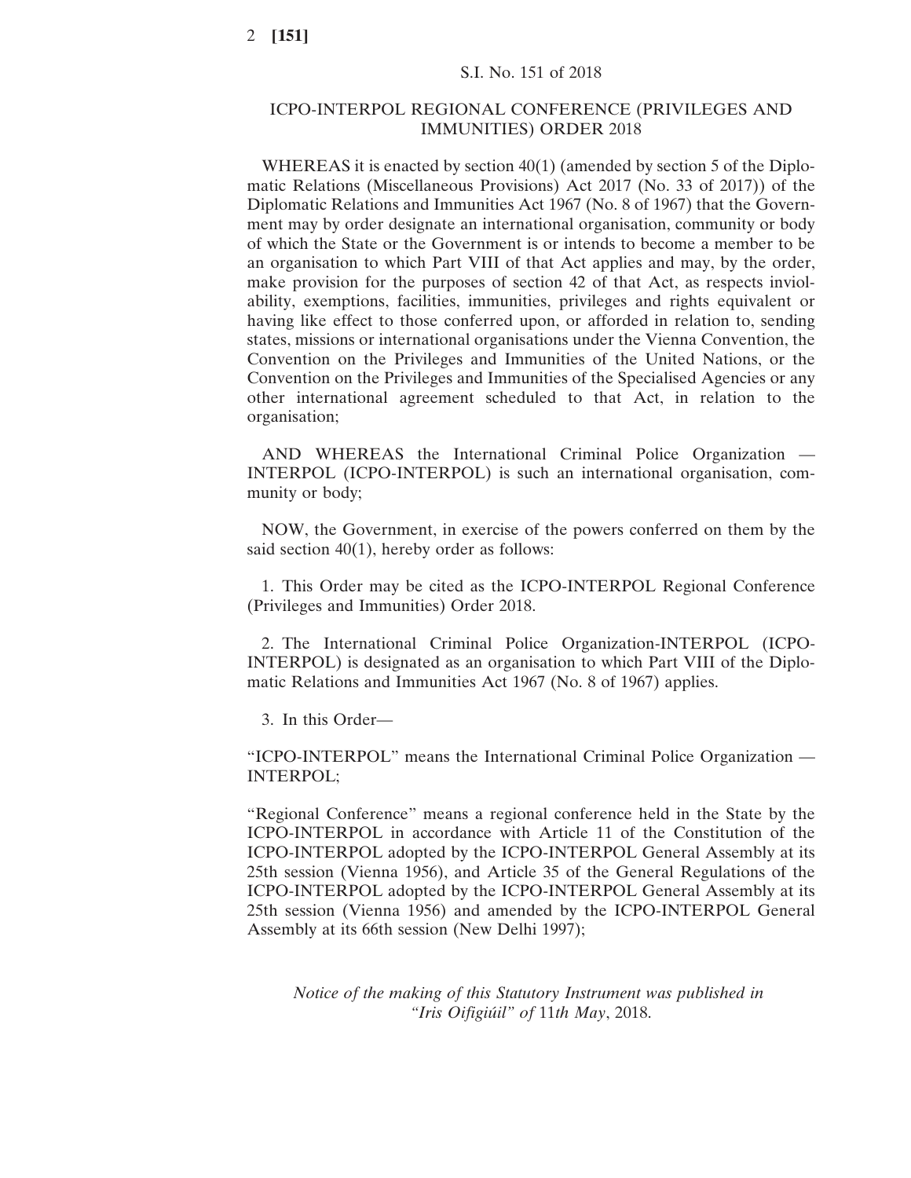S.I. No. 151 of 2018

# ICPO-INTERPOL REGIONAL CONFERENCE (PRIVILEGES AND IMMUNITIES) ORDER 2018

WHEREAS it is enacted by section 40(1) (amended by section 5 of the Diplomatic Relations (Miscellaneous Provisions) Act 2017 (No. 33 of 2017)) of the Diplomatic Relations and Immunities Act 1967 (No. 8 of 1967) that the Government may by order designate an international organisation, community or body of which the State or the Government is or intends to become a member to be an organisation to which Part VIII of that Act applies and may, by the order, make provision for the purposes of section 42 of that Act, as respects inviolability, exemptions, facilities, immunities, privileges and rights equivalent or having like effect to those conferred upon, or afforded in relation to, sending states, missions or international organisations under the Vienna Convention, the Convention on the Privileges and Immunities of the United Nations, or the Convention on the Privileges and Immunities of the Specialised Agencies or any other international agreement scheduled to that Act, in relation to the organisation;

AND WHEREAS the International Criminal Police Organization — INTERPOL (ICPO-INTERPOL) is such an international organisation, community or body;

NOW, the Government, in exercise of the powers conferred on them by the said section 40(1), hereby order as follows:

1. This Order may be cited as the ICPO-INTERPOL Regional Conference (Privileges and Immunities) Order 2018.

2. The International Criminal Police Organization-INTERPOL (ICPO-INTERPOL) is designated as an organisation to which Part VIII of the Diplomatic Relations and Immunities Act 1967 (No. 8 of 1967) applies.

3. In this Order—

"ICPO-INTERPOL" means the International Criminal Police Organization — INTERPOL;

"Regional Conference" means a regional conference held in the State by the ICPO-INTERPOL in accordance with Article 11 of the Constitution of the ICPO-INTERPOL adopted by the ICPO-INTERPOL General Assembly at its 25th session (Vienna 1956), and Article 35 of the General Regulations of the ICPO-INTERPOL adopted by the ICPO-INTERPOL General Assembly at its 25th session (Vienna 1956) and amended by the ICPO-INTERPOL General Assembly at its 66th session (New Delhi 1997);

*Notice of the making of this Statutory Instrument was published in "Iris Oifigiúil" of 11th May, 2018.*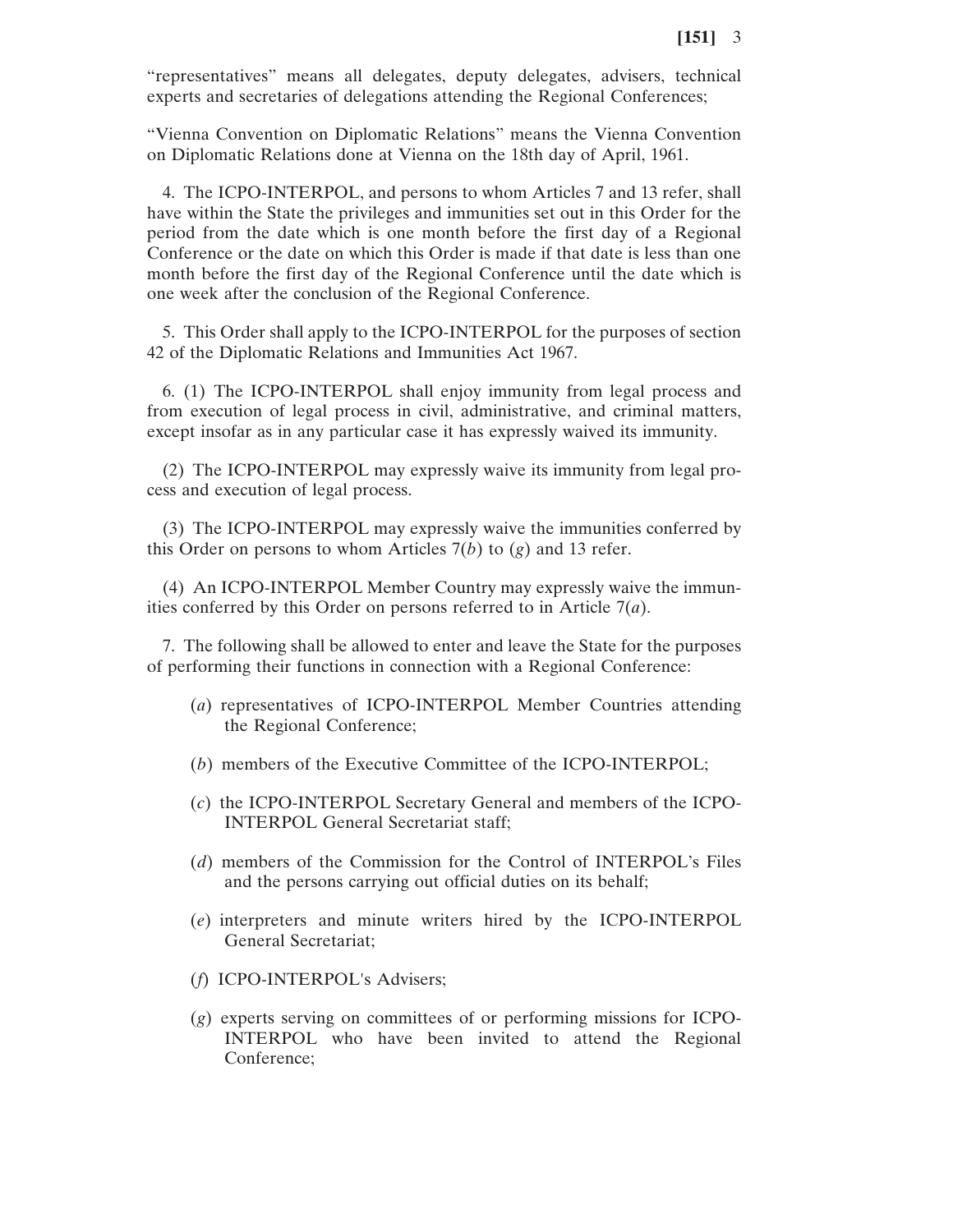"representatives" means all delegates, deputy delegates, advisers, technical experts and secretaries of delegations attending the Regional Conferences;

"Vienna Convention on Diplomatic Relations" means the Vienna Convention on Diplomatic Relations done at Vienna on the 18th day of April, 1961.

4. The ICPO-INTERPOL, and persons to whom Articles 7 and 13 refer, shall have within the State the privileges and immunities set out in this Order for the period from the date which is one month before the first day of a Regional Conference or the date on which this Order is made if that date is less than one month before the first day of the Regional Conference until the date which is one week after the conclusion of the Regional Conference.

5. This Order shall apply to the ICPO-INTERPOL for the purposes of section 42 of the Diplomatic Relations and Immunities Act 1967.

6. (1) The ICPO-INTERPOL shall enjoy immunity from legal process and from execution of legal process in civil, administrative, and criminal matters, except insofar as in any particular case it has expressly waived its immunity.

(2) The ICPO-INTERPOL may expressly waive its immunity from legal process and execution of legal process.

(3) The ICPO-INTERPOL may expressly waive the immunities conferred by this Order on persons to whom Articles 7(*b*) to (*g*) and 13 refer.

(4) An ICPO-INTERPOL Member Country may expressly waive the immunities conferred by this Order on persons referred to in Article 7(*a*).

7. The following shall be allowed to enter and leave the State for the purposes of performing their functions in connection with a Regional Conference:

(*a*) representatives of ICPO-INTERPOL Member Countries attending the Regional Conference;

(*b*) members of the Executive Committee of the ICPO-INTERPOL;

(*c*) the ICPO-INTERPOL Secretary General and members of the ICPO-INTERPOL General Secretariat staff;

(*d*) members of the Commission for the Control of INTERPOL's Files and the persons carrying out official duties on its behalf;

(*e*) interpreters and minute writers hired by the ICPO-INTERPOL General Secretariat;

(*f*) ICPO-INTERPOL's Advisers;

(*g*) experts serving on committees of or performing missions for ICPO-INTERPOL who have been invited to attend the Regional Conference;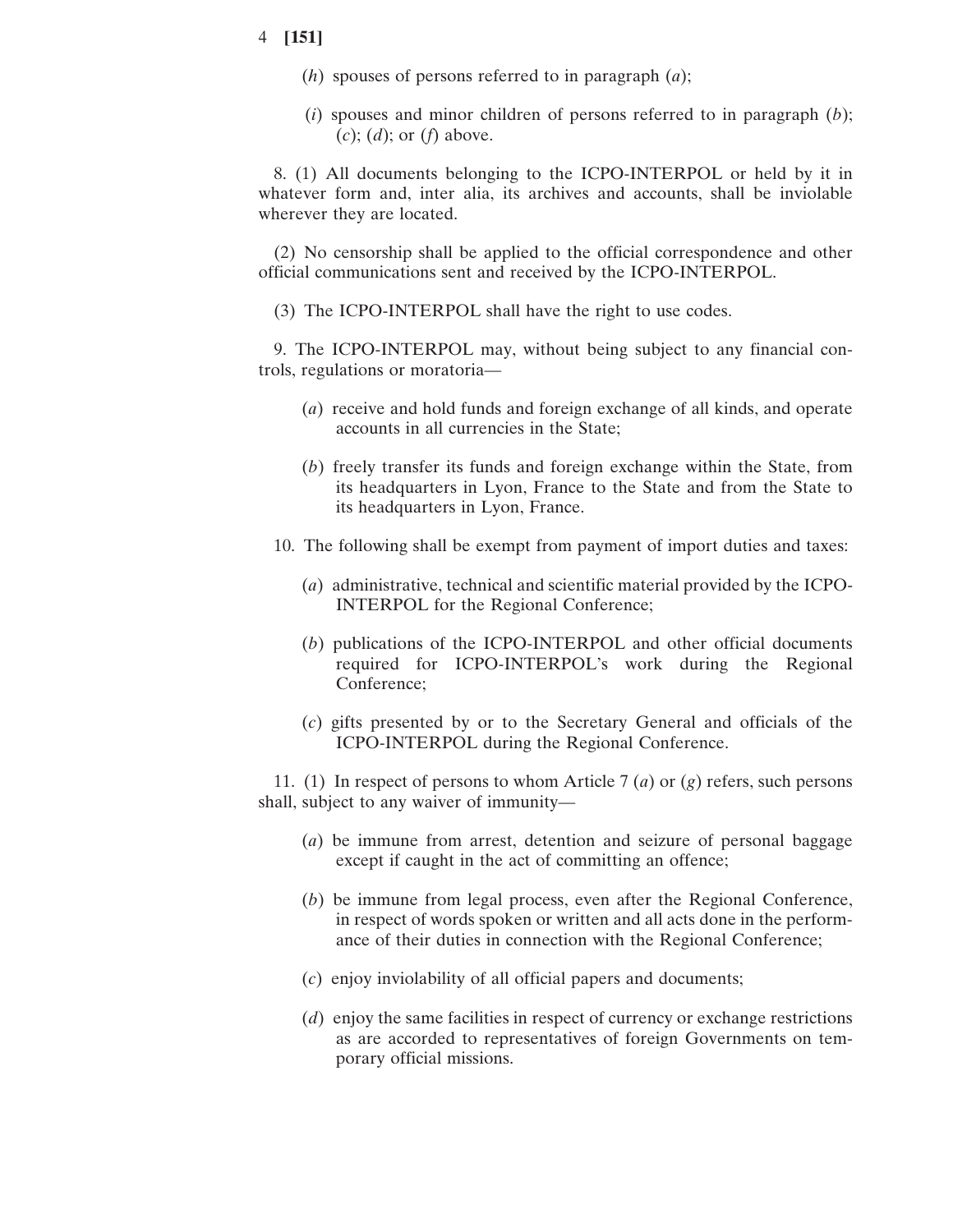(*h*) spouses of persons referred to in paragraph (*a*);

(*i*) spouses and minor children of persons referred to in paragraph (*b*); (*c*); (*d*); or (*f*) above.

8. (1) All documents belonging to the ICPO-INTERPOL or held by it in whatever form and, inter alia, its archives and accounts, shall be inviolable wherever they are located.

(2) No censorship shall be applied to the official correspondence and other official communications sent and received by the ICPO-INTERPOL.

(3) The ICPO-INTERPOL shall have the right to use codes.

9. The ICPO-INTERPOL may, without being subject to any financial controls, regulations or moratoria—

(*a*) receive and hold funds and foreign exchange of all kinds, and operate accounts in all currencies in the State;

(*b*) freely transfer its funds and foreign exchange within the State, from its headquarters in Lyon, France to the State and from the State to its headquarters in Lyon, France.

10. The following shall be exempt from payment of import duties and taxes:

(*a*) administrative, technical and scientific material provided by the ICPO-INTERPOL for the Regional Conference;

(*b*) publications of the ICPO-INTERPOL and other official documents required for ICPO-INTERPOL's work during the Regional Conference;

(*c*) gifts presented by or to the Secretary General and officials of the ICPO-INTERPOL during the Regional Conference.

11. (1) In respect of persons to whom Article 7 (*a*) or (*g*) refers, such persons shall, subject to any waiver of immunity—

(*a*) be immune from arrest, detention and seizure of personal baggage except if caught in the act of committing an offence;

(*b*) be immune from legal process, even after the Regional Conference, in respect of words spoken or written and all acts done in the performance of their duties in connection with the Regional Conference;

(*c*) enjoy inviolability of all official papers and documents;

(*d*) enjoy the same facilities in respect of currency or exchange restrictions as are accorded to representatives of foreign Governments on temporary official missions.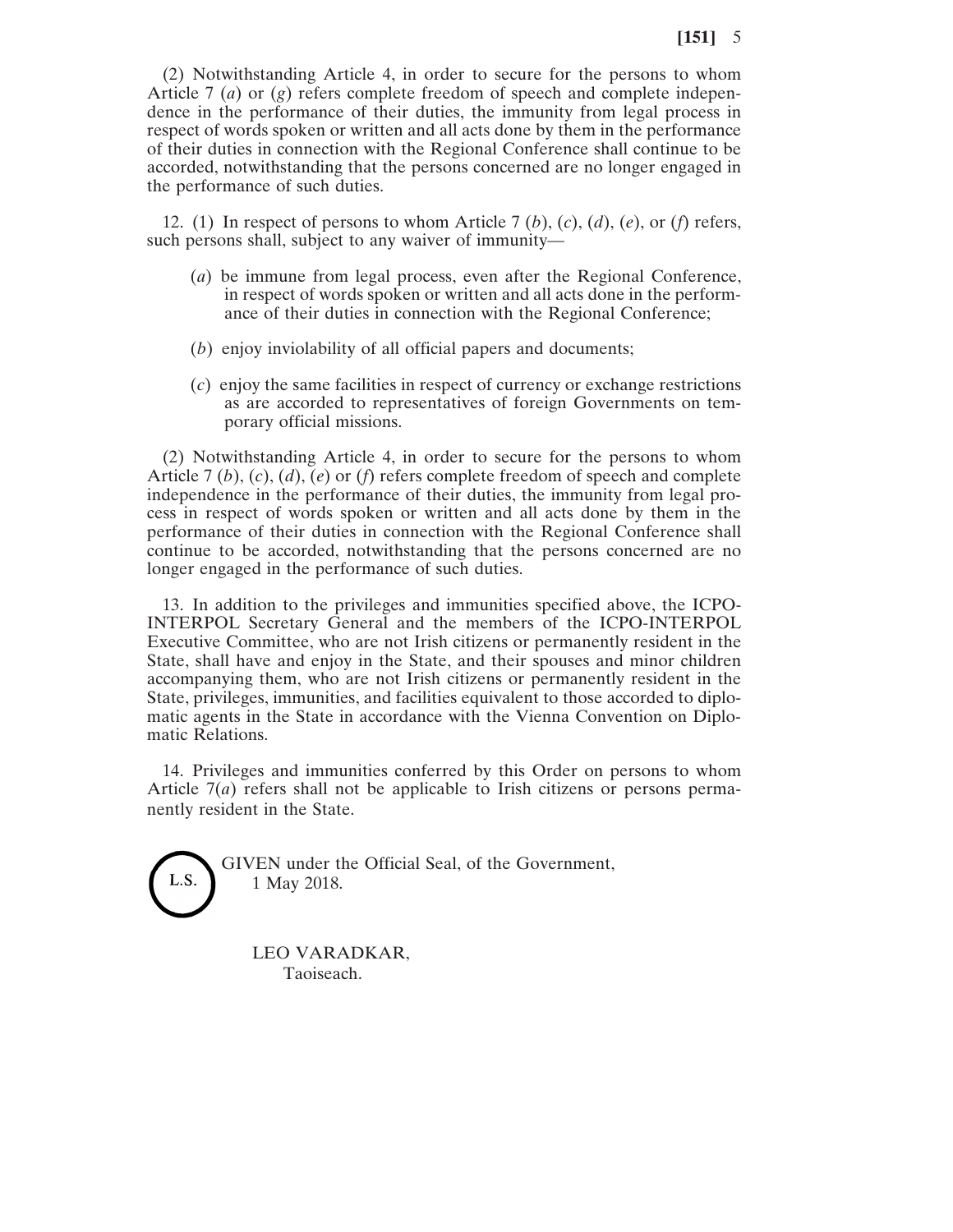(2) Notwithstanding Article 4, in order to secure for the persons to whom Article 7 (*a*) or (*g*) refers complete freedom of speech and complete independence in the performance of their duties, the immunity from legal process in respect of words spoken or written and all acts done by them in the performance of their duties in connection with the Regional Conference shall continue to be accorded, notwithstanding that the persons concerned are no longer engaged in the performance of such duties.

12. (1) In respect of persons to whom Article 7 (*b*), (*c*), (*d*), (*e*), or (*f*) refers, such persons shall, subject to any waiver of immunity—

(*a*) be immune from legal process, even after the Regional Conference, in respect of words spoken or written and all acts done in the performance of their duties in connection with the Regional Conference;

(*b*) enjoy inviolability of all official papers and documents;

(*c*) enjoy the same facilities in respect of currency or exchange restrictions as are accorded to representatives of foreign Governments on temporary official missions.

(2) Notwithstanding Article 4, in order to secure for the persons to whom Article 7 (*b*), (*c*), (*d*), (*e*) or (*f*) refers complete freedom of speech and complete independence in the performance of their duties, the immunity from legal process in respect of words spoken or written and all acts done by them in the performance of their duties in connection with the Regional Conference shall continue to be accorded, notwithstanding that the persons concerned are no longer engaged in the performance of such duties.

13. In addition to the privileges and immunities specified above, the ICPO-INTERPOL Secretary General and the members of the ICPO-INTERPOL Executive Committee, who are not Irish citizens or permanently resident in the State, shall have and enjoy in the State, and their spouses and minor children accompanying them, who are not Irish citizens or permanently resident in the State, privileges, immunities, and facilities equivalent to those accorded to diplomatic agents in the State in accordance with the Vienna Convention on Diplomatic Relations.

14. Privileges and immunities conferred by this Order on persons to whom Article 7(*a*) refers shall not be applicable to Irish citizens or persons permanently resident in the State.

L.S.

GIVEN under the Official Seal, of the Government,
1 May 2018.

LEO VARADKAR,
Taoiseach.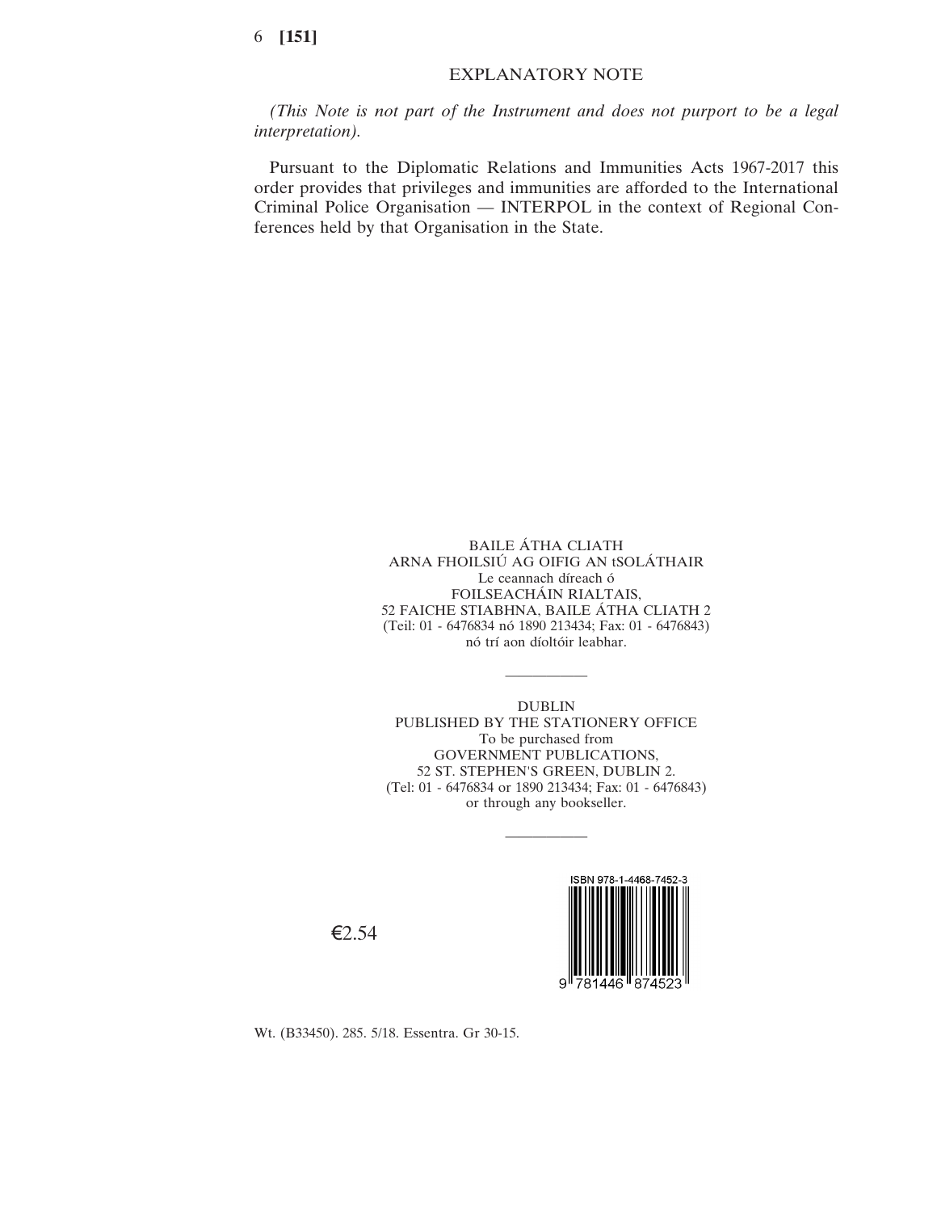## EXPLANATORY NOTE

*(This Note is not part of the Instrument and does not purport to be a legal interpretation).*

Pursuant to the Diplomatic Relations and Immunities Acts 1967-2017 this order provides that privileges and immunities are afforded to the International Criminal Police Organisation — INTERPOL in the context of Regional Conferences held by that Organisation in the State.

BAILE ÁTHA CLIATH
ARNA FHOILSIÚ AG OIFIG AN tSOLÁTHAIR
Le ceannach díreach ó
FOILSEACHÁIN RIALTAIS,
52 FAICHE STIABHNA, BAILE ÁTHA CLIATH 2
(Teil: 01 - 6476834 nó 1890 213434; Fax: 01 - 6476843)
nó trí aon díoltóir leabhar.

---

DUBLIN
PUBLISHED BY THE STATIONERY OFFICE
To be purchased from
GOVERNMENT PUBLICATIONS,
52 ST. STEPHEN'S GREEN, DUBLIN 2.
(Tel: 01 - 6476834 or 1890 213434; Fax: 01 - 6476843)
or through any bookseller.

---

€2.54

ISBN 978-1-4468-7452-3

9 781446 874523

Wt. (B33450). 285. 5/18. Essentra. Gr 30-15.